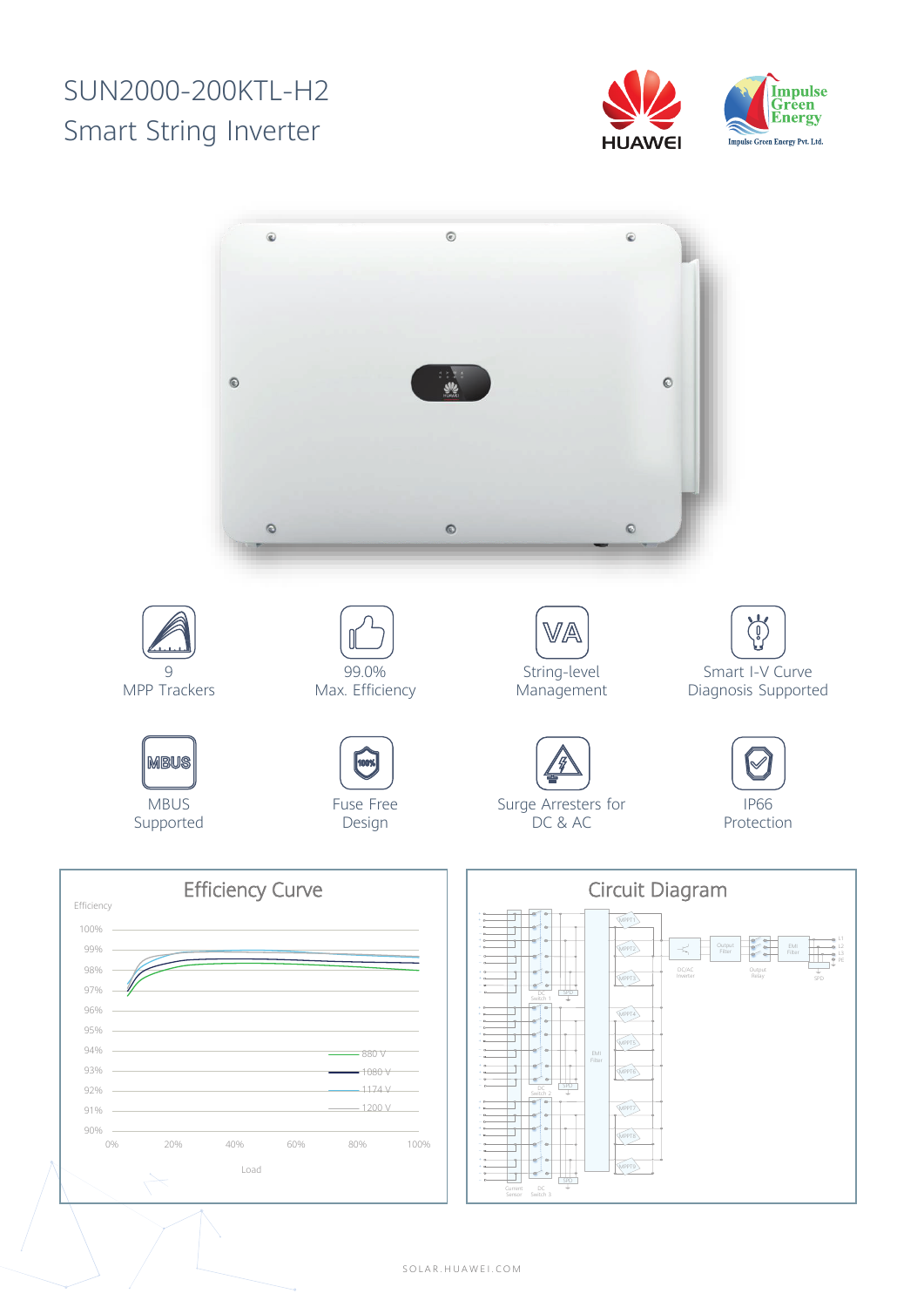# SUN2000-200KTL-H2
## Smart String Inverter

HUAWEI

Impulse Green Energy
Impulse Green Energy Pvt. Ltd.

9
MPP Trackers

99.0%
Max. Efficiency

String-level
Management

Smart I-V Curve
Diagnosis Supported

MBUS
Supported

Fuse Free
Design

Surge Arresters for
DC & AC

IP66
Protection

## Efficiency Curve

Efficiency

100%
99%
98%
97%
96%
95%
94%
93%
92%
91%
90%

0% 20% 40% 60% 80% 100%

Load

880 V
1080 V
1174 V
1200 V

## Circuit Diagram

MPPT1 MPPT2 MPPT3 MPPT4 MPPT5 MPPT6 MPPT7 MPPT8 MPPT9

DC Switch 1, DC Switch 2, DC Switch 3, SPD, EMI Filter, DC/AC Inverter, Output Filter, Output Relay, EMI Filter, SPD, Current Sensor

L1 L2 L3 PE

SOLAR.HUAWEI.COM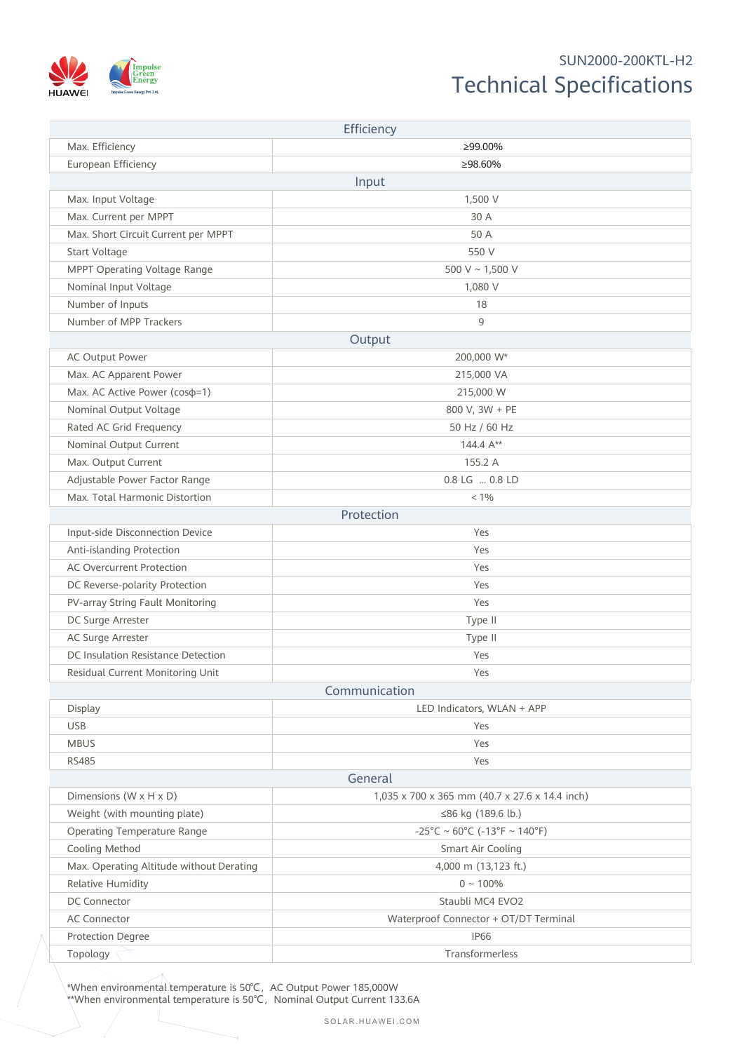SUN2000-200KTL-H2

# Technical Specifications

| | |
|---|---|
| **Efficiency** | |
| Max. Efficiency | ≥99.00% |
| European Efficiency | ≥98.60% |
| **Input** | |
| Max. Input Voltage | 1,500 V |
| Max. Current per MPPT | 30 A |
| Max. Short Circuit Current per MPPT | 50 A |
| Start Voltage | 550 V |
| MPPT Operating Voltage Range | 500 V ~ 1,500 V |
| Nominal Input Voltage | 1,080 V |
| Number of Inputs | 18 |
| Number of MPP Trackers | 9 |
| **Output** | |
| AC Output Power | 200,000 W* |
| Max. AC Apparent Power | 215,000 VA |
| Max. AC Active Power (cosϕ=1) | 215,000 W |
| Nominal Output Voltage | 800 V, 3W + PE |
| Rated AC Grid Frequency | 50 Hz / 60 Hz |
| Nominal Output Current | 144.4 A** |
| Max. Output Current | 155.2 A |
| Adjustable Power Factor Range | 0.8 LG ... 0.8 LD |
| Max. Total Harmonic Distortion | < 1% |
| **Protection** | |
| Input-side Disconnection Device | Yes |
| Anti-islanding Protection | Yes |
| AC Overcurrent Protection | Yes |
| DC Reverse-polarity Protection | Yes |
| PV-array String Fault Monitoring | Yes |
| DC Surge Arrester | Type II |
| AC Surge Arrester | Type II |
| DC Insulation Resistance Detection | Yes |
| Residual Current Monitoring Unit | Yes |
| **Communication** | |
| Display | LED Indicators, WLAN + APP |
| USB | Yes |
| MBUS | Yes |
| RS485 | Yes |
| **General** | |
| Dimensions (W x H x D) | 1,035 x 700 x 365 mm (40.7 x 27.6 x 14.4 inch) |
| Weight (with mounting plate) | ≤86 kg (189.6 lb.) |
| Operating Temperature Range | -25°C ~ 60°C (-13°F ~ 140°F) |
| Cooling Method | Smart Air Cooling |
| Max. Operating Altitude without Derating | 4,000 m (13,123 ft.) |
| Relative Humidity | 0 ~ 100% |
| DC Connector | Staubli MC4 EVO2 |
| AC Connector | Waterproof Connector + OT/DT Terminal |
| Protection Degree | IP66 |
| Topology | Transformerless |

*When environmental temperature is 50℃, AC Output Power 185,000W
**When environmental temperature is 50℃, Nominal Output Current 133.6A

SOLAR.HUAWEI.COM